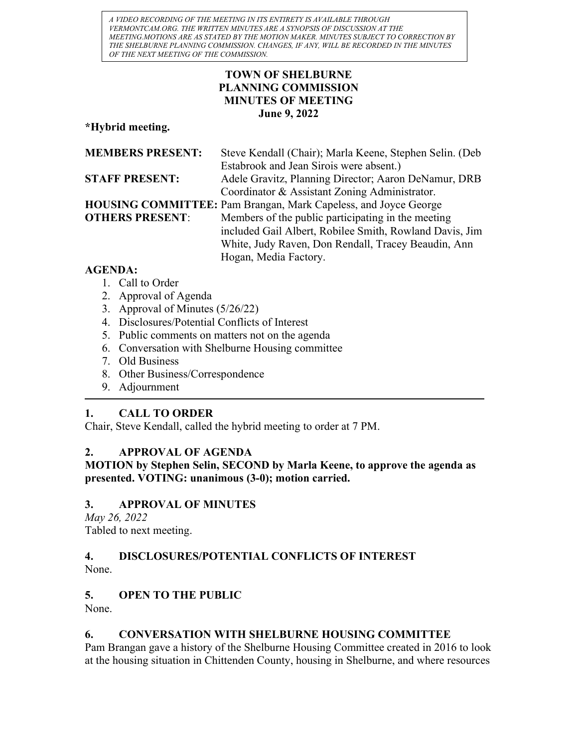*A VIDEO RECORDING OF THE MEETING IN ITS ENTIRETY IS AVAILABLE THROUGH VERMONTCAM.ORG. THE WRITTEN MINUTES ARE A SYNOPSIS OF DISCUSSION AT THE MEETING.MOTIONS ARE AS STATED BY THE MOTION MAKER. MINUTES SUBJECT TO CORRECTION BY THE SHELBURNE PLANNING COMMISSION. CHANGES, IF ANY, WILL BE RECORDED IN THE MINUTES OF THE NEXT MEETING OF THE COMMISSION.*

# TOWN OF SHELBURNE
# PLANNING COMMISSION
# MINUTES OF MEETING
**June 9, 2022**

***Hybrid meeting.**

**MEMBERS PRESENT:** Steve Kendall (Chair); Marla Keene, Stephen Selin. (Deb Estabrook and Jean Sirois were absent.)

**STAFF PRESENT:** Adele Gravitz, Planning Director; Aaron DeNamur, DRB Coordinator & Assistant Zoning Administrator.

**HOUSING COMMITTEE:** Pam Brangan, Mark Capeless, and Joyce George

**OTHERS PRESENT:** Members of the public participating in the meeting included Gail Albert, Robilee Smith, Rowland Davis, Jim White, Judy Raven, Don Rendall, Tracey Beaudin, Ann Hogan, Media Factory.

**AGENDA:**

1. Call to Order
2. Approval of Agenda
3. Approval of Minutes (5/26/22)
4. Disclosures/Potential Conflicts of Interest
5. Public comments on matters not on the agenda
6. Conversation with Shelburne Housing committee
7. Old Business
8. Other Business/Correspondence
9. Adjournment

---

## 1. CALL TO ORDER

Chair, Steve Kendall, called the hybrid meeting to order at 7 PM.

## 2. APPROVAL OF AGENDA

**MOTION by Stephen Selin, SECOND by Marla Keene, to approve the agenda as presented. VOTING: unanimous (3-0); motion carried.**

## 3. APPROVAL OF MINUTES

*May 26, 2022*

Tabled to next meeting.

## 4. DISCLOSURES/POTENTIAL CONFLICTS OF INTEREST

None.

## 5. OPEN TO THE PUBLIC

None.

## 6. CONVERSATION WITH SHELBURNE HOUSING COMMITTEE

Pam Brangan gave a history of the Shelburne Housing Committee created in 2016 to look at the housing situation in Chittenden County, housing in Shelburne, and where resources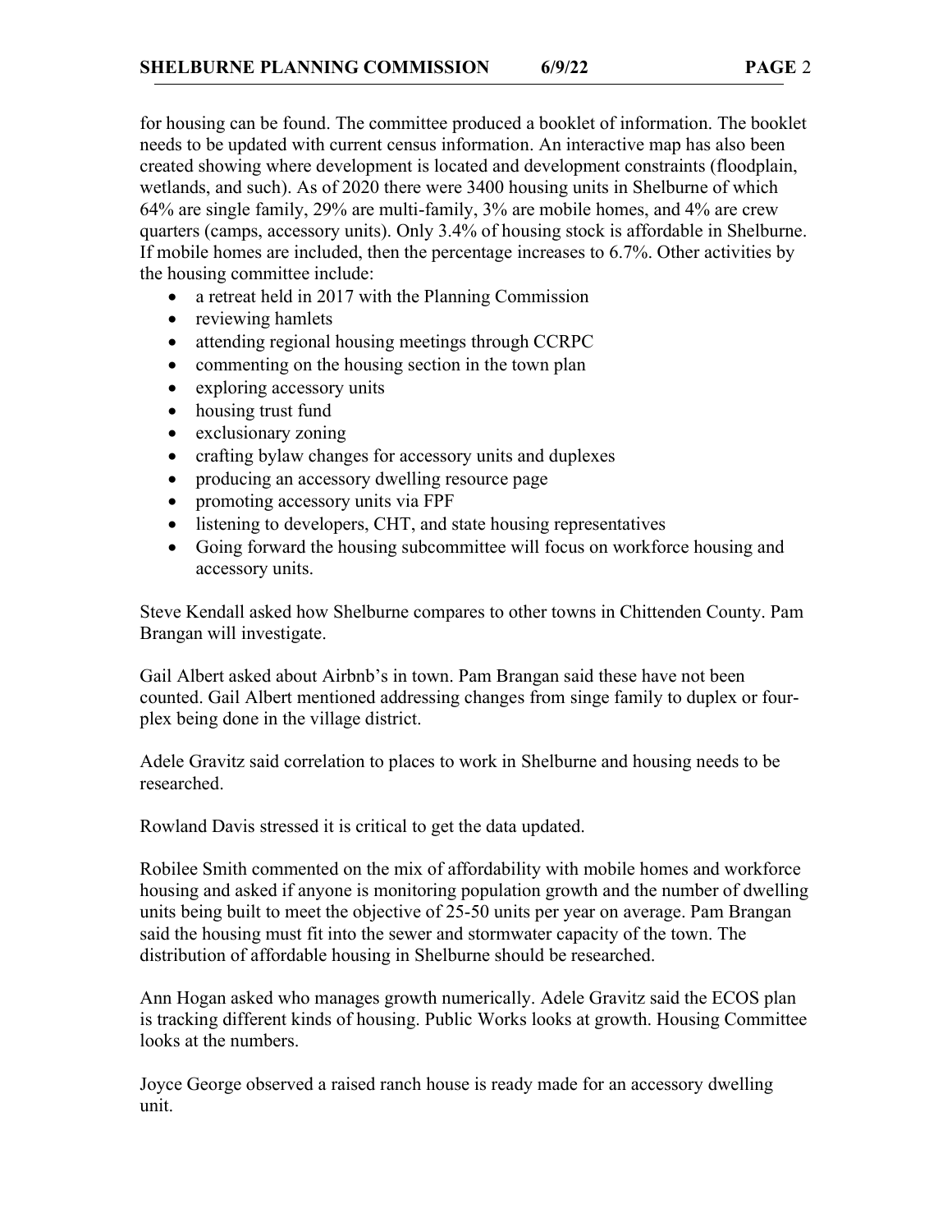for housing can be found. The committee produced a booklet of information. The booklet needs to be updated with current census information. An interactive map has also been created showing where development is located and development constraints (floodplain, wetlands, and such). As of 2020 there were 3400 housing units in Shelburne of which 64% are single family, 29% are multi-family, 3% are mobile homes, and 4% are crew quarters (camps, accessory units). Only 3.4% of housing stock is affordable in Shelburne. If mobile homes are included, then the percentage increases to 6.7%. Other activities by the housing committee include:

- a retreat held in 2017 with the Planning Commission
- reviewing hamlets
- attending regional housing meetings through CCRPC
- commenting on the housing section in the town plan
- exploring accessory units
- housing trust fund
- exclusionary zoning
- crafting bylaw changes for accessory units and duplexes
- producing an accessory dwelling resource page
- promoting accessory units via FPF
- listening to developers, CHT, and state housing representatives
- Going forward the housing subcommittee will focus on workforce housing and accessory units.

Steve Kendall asked how Shelburne compares to other towns in Chittenden County. Pam Brangan will investigate.

Gail Albert asked about Airbnb's in town. Pam Brangan said these have not been counted. Gail Albert mentioned addressing changes from singe family to duplex or four-plex being done in the village district.

Adele Gravitz said correlation to places to work in Shelburne and housing needs to be researched.

Rowland Davis stressed it is critical to get the data updated.

Robilee Smith commented on the mix of affordability with mobile homes and workforce housing and asked if anyone is monitoring population growth and the number of dwelling units being built to meet the objective of 25-50 units per year on average. Pam Brangan said the housing must fit into the sewer and stormwater capacity of the town. The distribution of affordable housing in Shelburne should be researched.

Ann Hogan asked who manages growth numerically. Adele Gravitz said the ECOS plan is tracking different kinds of housing. Public Works looks at growth. Housing Committee looks at the numbers.

Joyce George observed a raised ranch house is ready made for an accessory dwelling unit.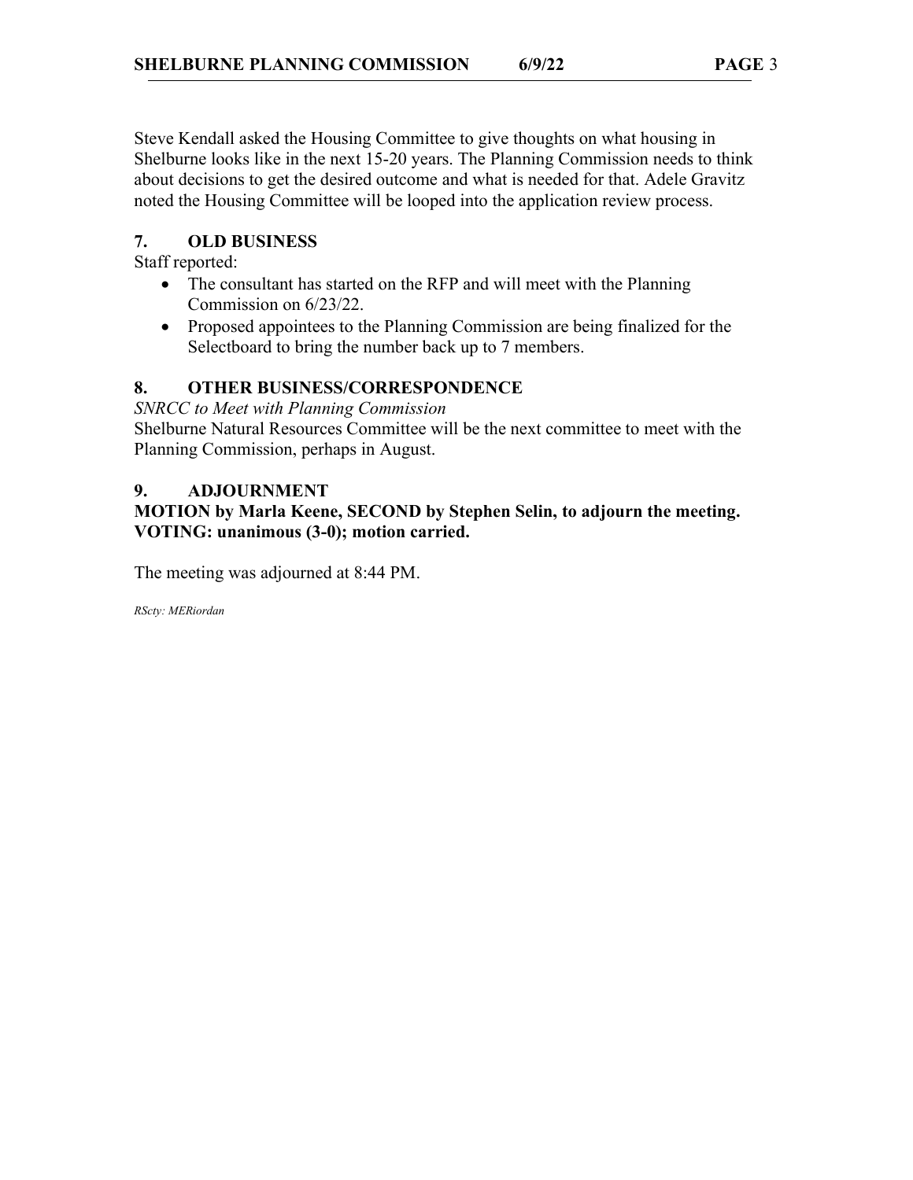Steve Kendall asked the Housing Committee to give thoughts on what housing in Shelburne looks like in the next 15-20 years. The Planning Commission needs to think about decisions to get the desired outcome and what is needed for that. Adele Gravitz noted the Housing Committee will be looped into the application review process.

## 7. OLD BUSINESS

Staff reported:

- The consultant has started on the RFP and will meet with the Planning Commission on 6/23/22.
- Proposed appointees to the Planning Commission are being finalized for the Selectboard to bring the number back up to 7 members.

## 8. OTHER BUSINESS/CORRESPONDENCE

*SNRCC to Meet with Planning Commission*

Shelburne Natural Resources Committee will be the next committee to meet with the Planning Commission, perhaps in August.

## 9. ADJOURNMENT

**MOTION by Marla Keene, SECOND by Stephen Selin, to adjourn the meeting. VOTING: unanimous (3-0); motion carried.**

The meeting was adjourned at 8:44 PM.

*RScty: MERiordan*